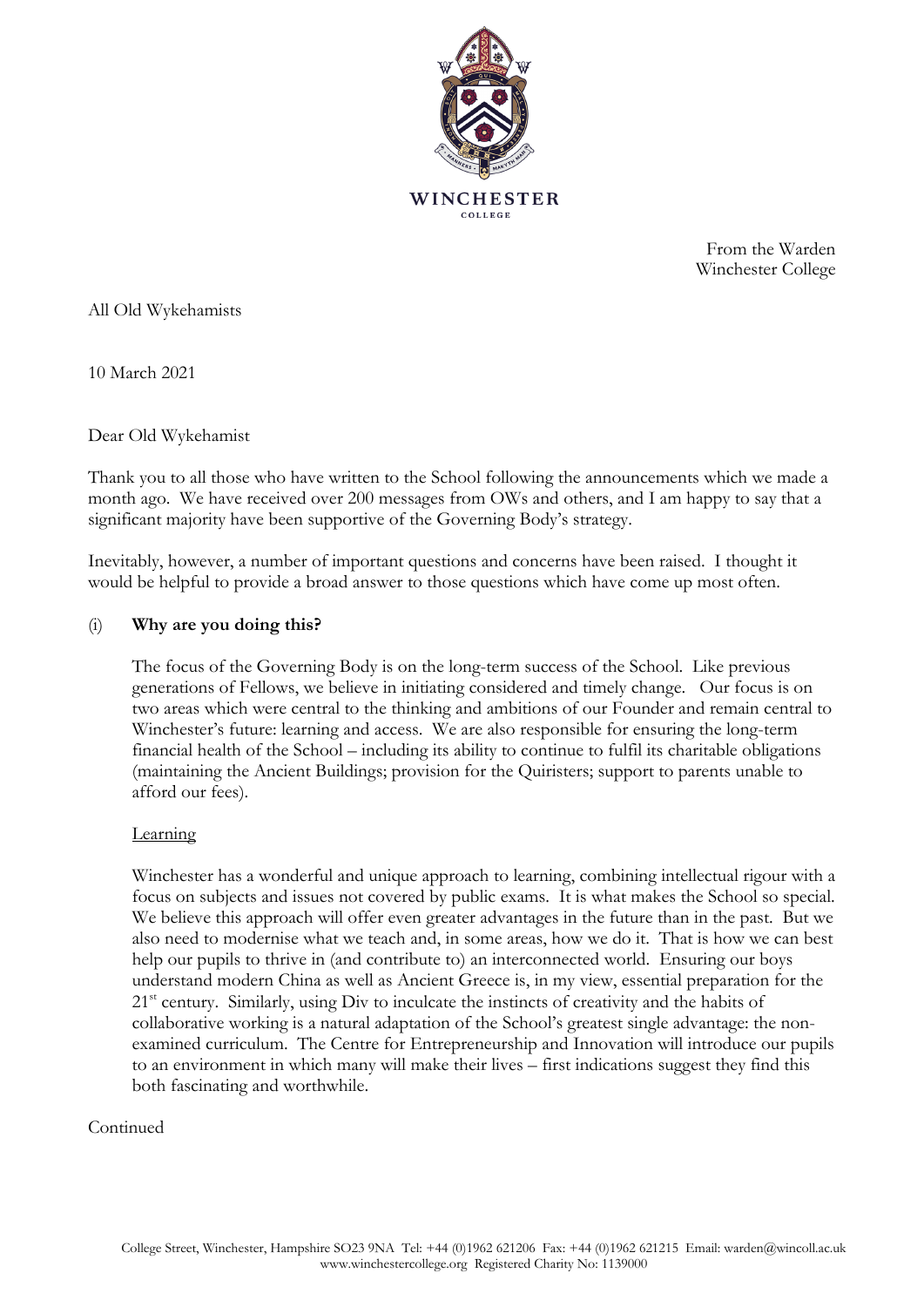WINCHESTER COLLEGE

From the Warden
Winchester College

All Old Wykehamists

10 March 2021

Dear Old Wykehamist

Thank you to all those who have written to the School following the announcements which we made a month ago. We have received over 200 messages from OWs and others, and I am happy to say that a significant majority have been supportive of the Governing Body's strategy.

Inevitably, however, a number of important questions and concerns have been raised. I thought it would be helpful to provide a broad answer to those questions which have come up most often.

(i) **Why are you doing this?**

The focus of the Governing Body is on the long-term success of the School. Like previous generations of Fellows, we believe in initiating considered and timely change. Our focus is on two areas which were central to the thinking and ambitions of our Founder and remain central to Winchester's future: learning and access. We are also responsible for ensuring the long-term financial health of the School – including its ability to continue to fulfil its charitable obligations (maintaining the Ancient Buildings; provision for the Quiristers; support to parents unable to afford our fees).

<u>Learning</u>

Winchester has a wonderful and unique approach to learning, combining intellectual rigour with a focus on subjects and issues not covered by public exams. It is what makes the School so special. We believe this approach will offer even greater advantages in the future than in the past. But we also need to modernise what we teach and, in some areas, how we do it. That is how we can best help our pupils to thrive in (and contribute to) an interconnected world. Ensuring our boys understand modern China as well as Ancient Greece is, in my view, essential preparation for the 21st century. Similarly, using Div to inculcate the instincts of creativity and the habits of collaborative working is a natural adaptation of the School's greatest single advantage: the non-examined curriculum. The Centre for Entrepreneurship and Innovation will introduce our pupils to an environment in which many will make their lives – first indications suggest they find this both fascinating and worthwhile.

Continued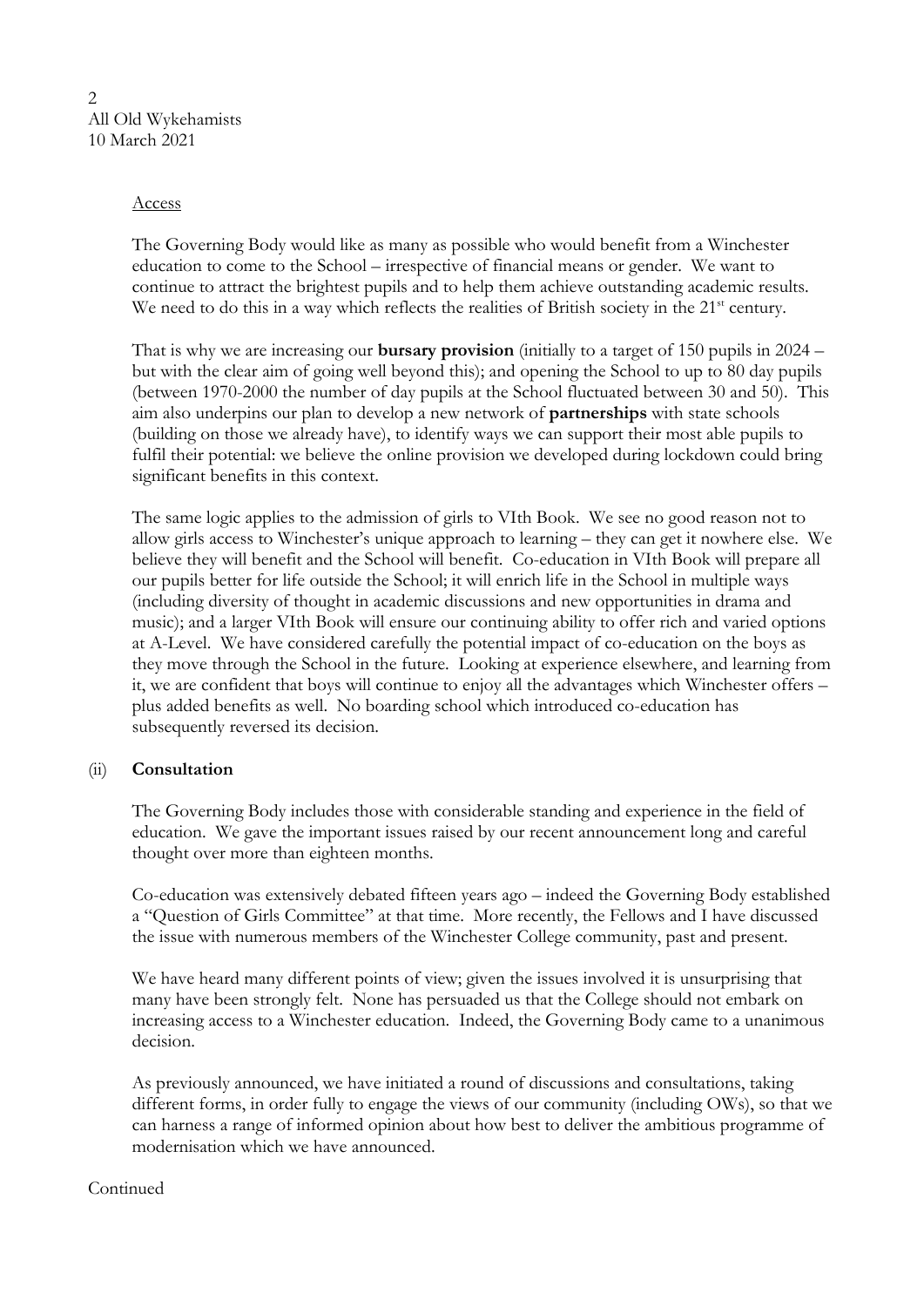2
All Old Wykehamists
10 March 2021

Access

The Governing Body would like as many as possible who would benefit from a Winchester education to come to the School – irrespective of financial means or gender. We want to continue to attract the brightest pupils and to help them achieve outstanding academic results. We need to do this in a way which reflects the realities of British society in the 21st century.

That is why we are increasing our **bursary provision** (initially to a target of 150 pupils in 2024 – but with the clear aim of going well beyond this); and opening the School to up to 80 day pupils (between 1970-2000 the number of day pupils at the School fluctuated between 30 and 50). This aim also underpins our plan to develop a new network of **partnerships** with state schools (building on those we already have), to identify ways we can support their most able pupils to fulfil their potential: we believe the online provision we developed during lockdown could bring significant benefits in this context.

The same logic applies to the admission of girls to VIth Book. We see no good reason not to allow girls access to Winchester's unique approach to learning – they can get it nowhere else. We believe they will benefit and the School will benefit. Co-education in VIth Book will prepare all our pupils better for life outside the School; it will enrich life in the School in multiple ways (including diversity of thought in academic discussions and new opportunities in drama and music); and a larger VIth Book will ensure our continuing ability to offer rich and varied options at A-Level. We have considered carefully the potential impact of co-education on the boys as they move through the School in the future. Looking at experience elsewhere, and learning from it, we are confident that boys will continue to enjoy all the advantages which Winchester offers – plus added benefits as well. No boarding school which introduced co-education has subsequently reversed its decision.

(ii) **Consultation**

The Governing Body includes those with considerable standing and experience in the field of education. We gave the important issues raised by our recent announcement long and careful thought over more than eighteen months.

Co-education was extensively debated fifteen years ago – indeed the Governing Body established a "Question of Girls Committee" at that time. More recently, the Fellows and I have discussed the issue with numerous members of the Winchester College community, past and present.

We have heard many different points of view; given the issues involved it is unsurprising that many have been strongly felt. None has persuaded us that the College should not embark on increasing access to a Winchester education. Indeed, the Governing Body came to a unanimous decision.

As previously announced, we have initiated a round of discussions and consultations, taking different forms, in order fully to engage the views of our community (including OWs), so that we can harness a range of informed opinion about how best to deliver the ambitious programme of modernisation which we have announced.

Continued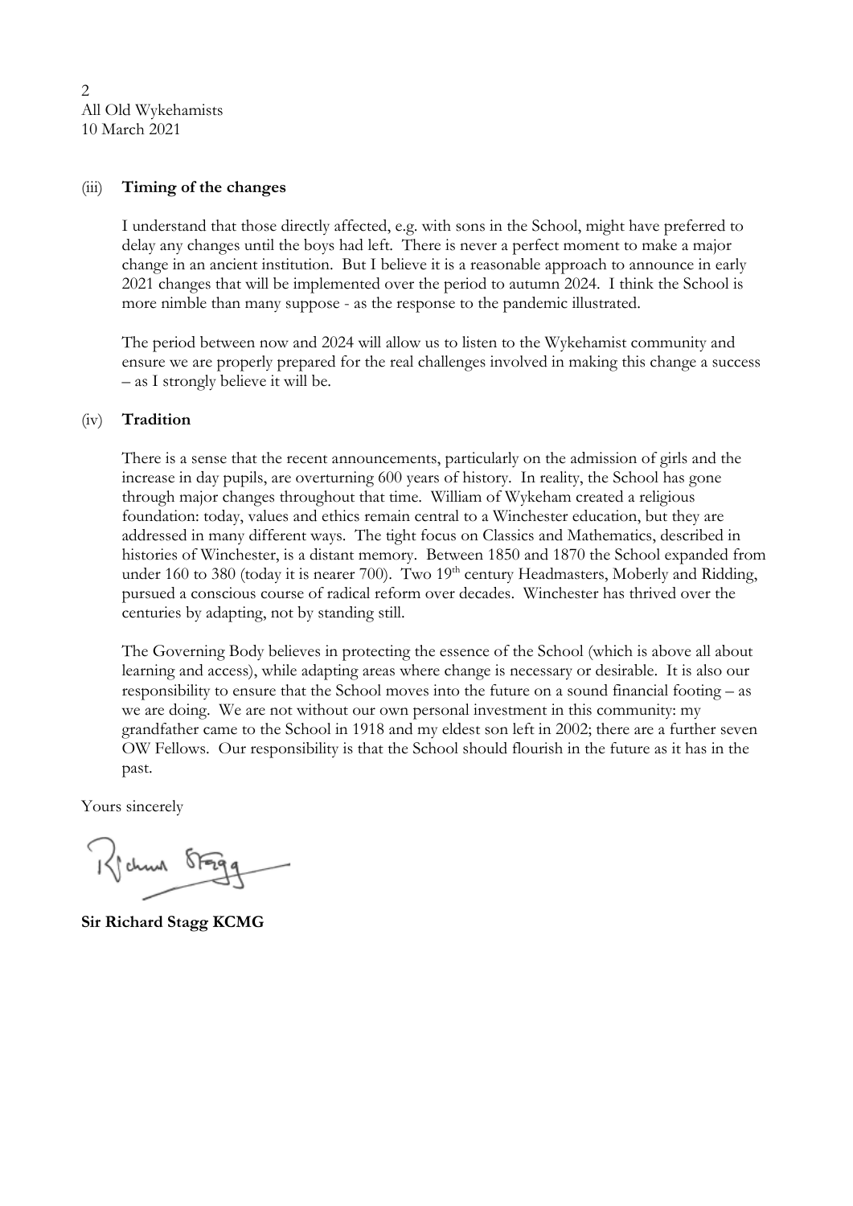(iii) **Timing of the changes**

I understand that those directly affected, e.g. with sons in the School, might have preferred to delay any changes until the boys had left. There is never a perfect moment to make a major change in an ancient institution. But I believe it is a reasonable approach to announce in early 2021 changes that will be implemented over the period to autumn 2024. I think the School is more nimble than many suppose - as the response to the pandemic illustrated.

The period between now and 2024 will allow us to listen to the Wykehamist community and ensure we are properly prepared for the real challenges involved in making this change a success – as I strongly believe it will be.

(iv) **Tradition**

There is a sense that the recent announcements, particularly on the admission of girls and the increase in day pupils, are overturning 600 years of history. In reality, the School has gone through major changes throughout that time. William of Wykeham created a religious foundation: today, values and ethics remain central to a Winchester education, but they are addressed in many different ways. The tight focus on Classics and Mathematics, described in histories of Winchester, is a distant memory. Between 1850 and 1870 the School expanded from under 160 to 380 (today it is nearer 700). Two 19th century Headmasters, Moberly and Ridding, pursued a conscious course of radical reform over decades. Winchester has thrived over the centuries by adapting, not by standing still.

The Governing Body believes in protecting the essence of the School (which is above all about learning and access), while adapting areas where change is necessary or desirable. It is also our responsibility to ensure that the School moves into the future on a sound financial footing – as we are doing. We are not without our own personal investment in this community: my grandfather came to the School in 1918 and my eldest son left in 2002; there are a further seven OW Fellows. Our responsibility is that the School should flourish in the future as it has in the past.

Yours sincerely

Richard Stagg

**Sir Richard Stagg KCMG**